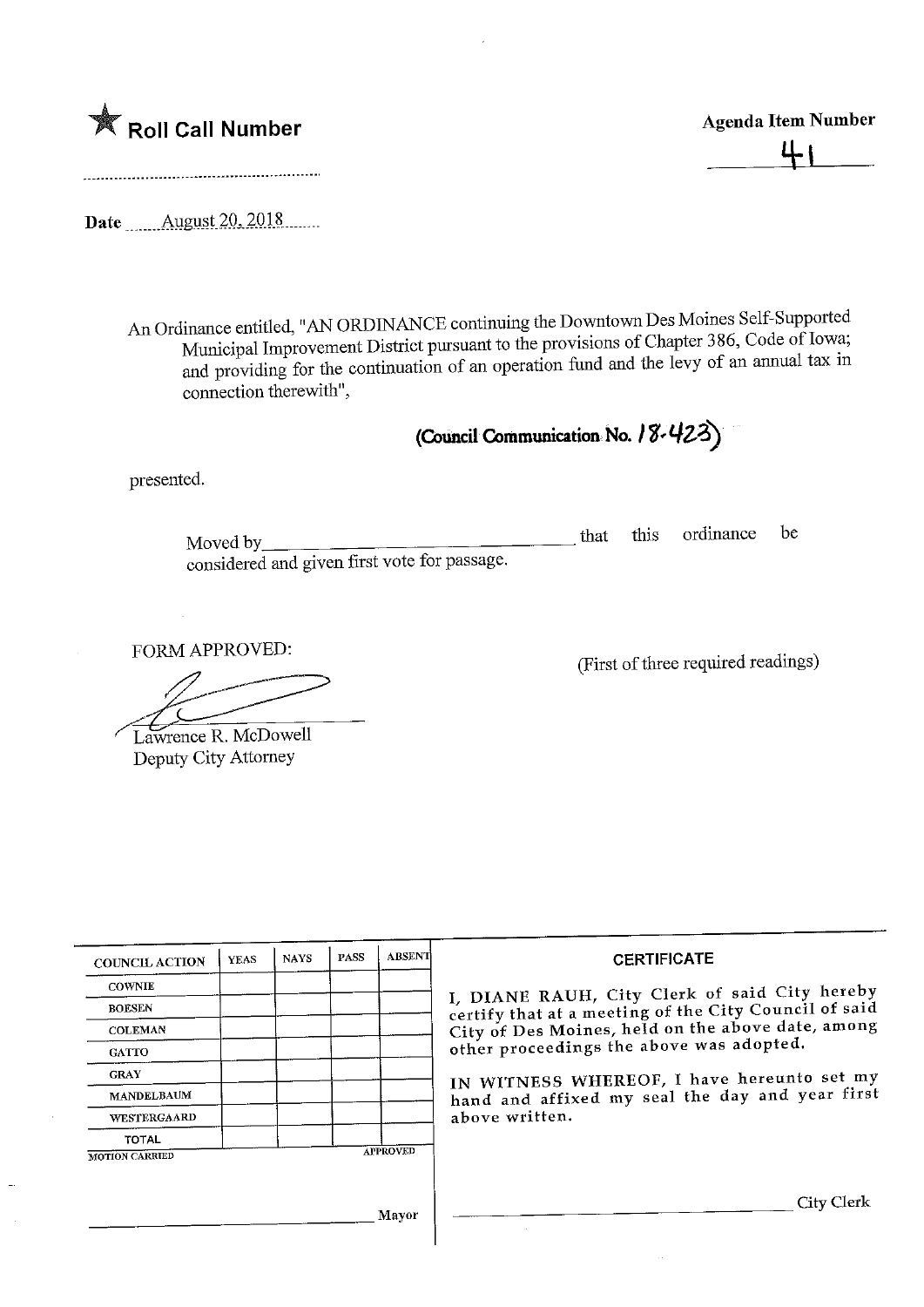★ **Roll Call Number**

**Agenda Item Number**

41

**Date** August 20, 2018

An Ordinance entitled, "AN ORDINANCE continuing the Downtown Des Moines Self-Supported Municipal Improvement District pursuant to the provisions of Chapter 386, Code of Iowa; and providing for the continuation of an operation fund and the levy of an annual tax in connection therewith",

**(Council Communication No. 18-423)**

presented.

Moved by\_\_\_\_\_\_\_\_\_\_\_\_\_\_\_\_\_\_\_\_\_\_\_\_\_\_\_\_\_\_ that this ordinance be considered and given first vote for passage.

FORM APPROVED:

Lawrence R. McDowell
Deputy City Attorney

(First of three required readings)

| COUNCIL ACTION | YEAS | NAYS | PASS | ABSENT |
|---|---|---|---|---|
| COWNIE | | | | |
| BOESEN | | | | |
| COLEMAN | | | | |
| GATTO | | | | |
| GRAY | | | | |
| MANDELBAUM | | | | |
| WESTERGAARD | | | | |
| TOTAL | | | | |

MOTION CARRIED APPROVED

\_\_\_\_\_\_\_\_\_\_\_\_\_\_\_\_\_\_\_\_\_\_\_\_\_\_\_\_\_\_ Mayor

**CERTIFICATE**

I, DIANE RAUH, City Clerk of said City hereby certify that at a meeting of the City Council of said City of Des Moines, held on the above date, among other proceedings the above was adopted.

IN WITNESS WHEREOF, I have hereunto set my hand and affixed my seal the day and year first above written.

\_\_\_\_\_\_\_\_\_\_\_\_\_\_\_\_\_\_\_\_\_\_\_\_\_\_\_\_\_\_ City Clerk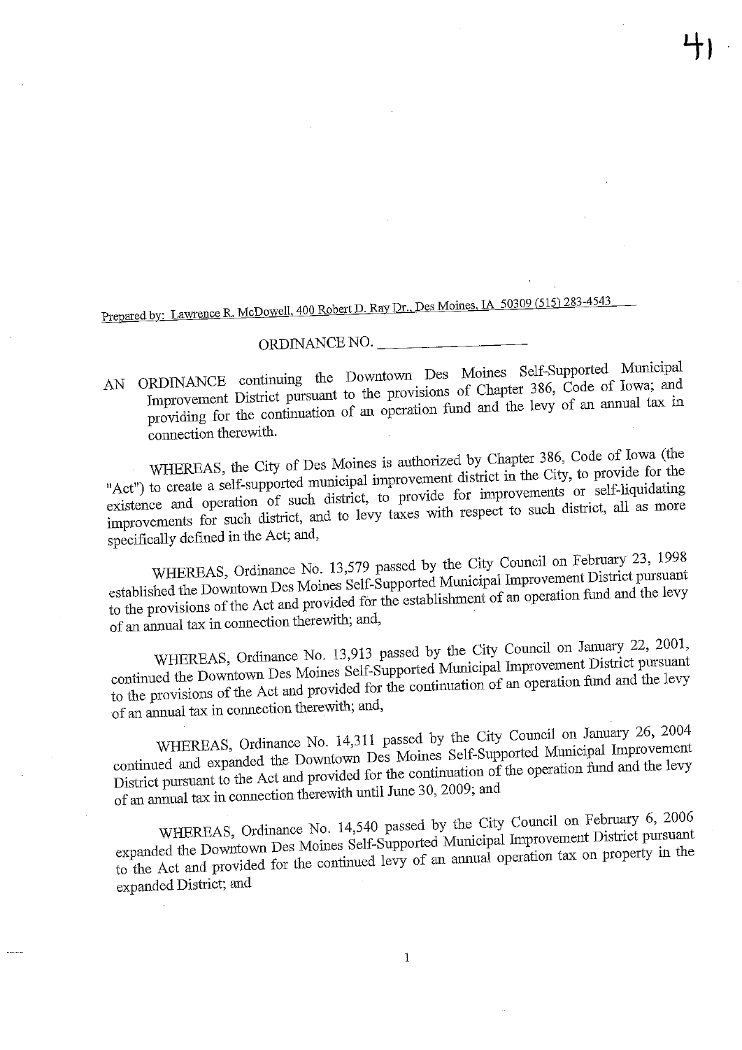Prepared by: Lawrence R. McDowell, 400 Robert D. Ray Dr., Des Moines, IA 50309 (515) 283-4543

ORDINANCE NO. ________________

AN ORDINANCE continuing the Downtown Des Moines Self-Supported Municipal Improvement District pursuant to the provisions of Chapter 386, Code of Iowa; and providing for the continuation of an operation fund and the levy of an annual tax in connection therewith.

WHEREAS, the City of Des Moines is authorized by Chapter 386, Code of Iowa (the "Act") to create a self-supported municipal improvement district in the City, to provide for the existence and operation of such district, to provide for improvements or self-liquidating improvements for such district, and to levy taxes with respect to such district, all as more specifically defined in the Act; and,

WHEREAS, Ordinance No. 13,579 passed by the City Council on February 23, 1998 established the Downtown Des Moines Self-Supported Municipal Improvement District pursuant to the provisions of the Act and provided for the establishment of an operation fund and the levy of an annual tax in connection therewith; and,

WHEREAS, Ordinance No. 13,913 passed by the City Council on January 22, 2001, continued the Downtown Des Moines Self-Supported Municipal Improvement District pursuant to the provisions of the Act and provided for the continuation of an operation fund and the levy of an annual tax in connection therewith; and,

WHEREAS, Ordinance No. 14,311 passed by the City Council on January 26, 2004 continued and expanded the Downtown Des Moines Self-Supported Municipal Improvement District pursuant to the Act and provided for the continuation of the operation fund and the levy of an annual tax in connection therewith until June 30, 2009; and

WHEREAS, Ordinance No. 14,540 passed by the City Council on February 6, 2006 expanded the Downtown Des Moines Self-Supported Municipal Improvement District pursuant to the Act and provided for the continued levy of an annual operation tax on property in the expanded District; and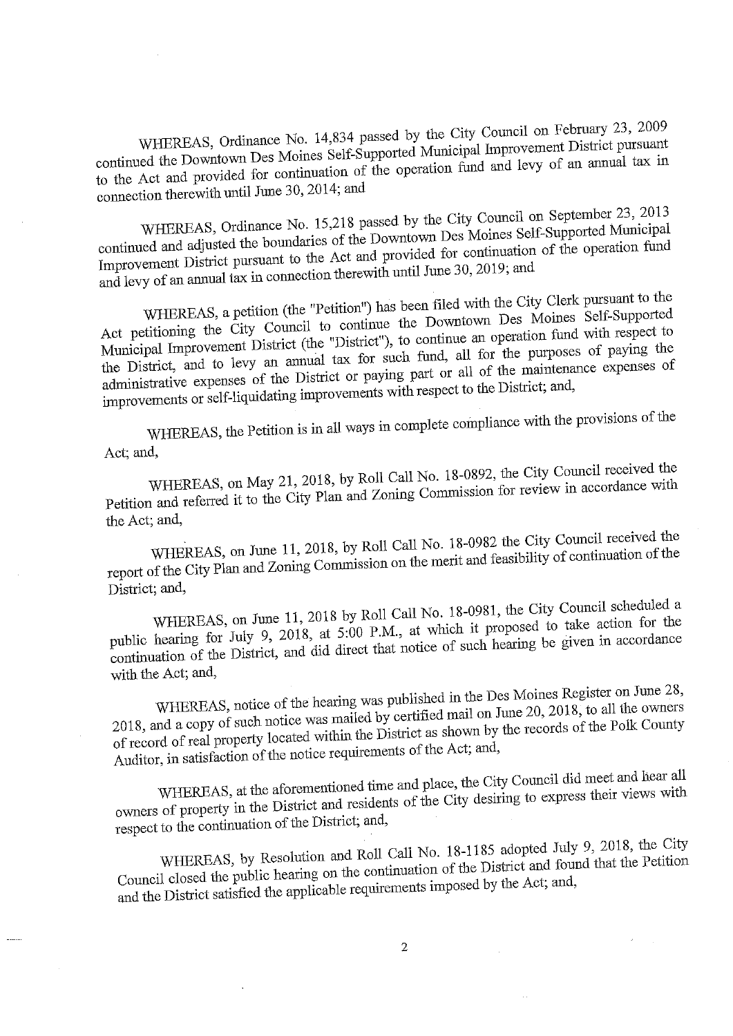WHEREAS, Ordinance No. 14,834 passed by the City Council on February 23, 2009 continued the Downtown Des Moines Self-Supported Municipal Improvement District pursuant to the Act and provided for continuation of the operation fund and levy of an annual tax in connection therewith until June 30, 2014; and

WHEREAS, Ordinance No. 15,218 passed by the City Council on September 23, 2013 continued and adjusted the boundaries of the Downtown Des Moines Self-Supported Municipal Improvement District pursuant to the Act and provided for continuation of the operation fund and levy of an annual tax in connection therewith until June 30, 2019; and

WHEREAS, a petition (the "Petition") has been filed with the City Clerk pursuant to the Act petitioning the City Council to continue the Downtown Des Moines Self-Supported Municipal Improvement District (the "District"), to continue an operation fund with respect to the District, and to levy an annual tax for such fund, all for the purposes of paying the administrative expenses of the District or paying part or all of the maintenance expenses of improvements or self-liquidating improvements with respect to the District; and,

WHEREAS, the Petition is in all ways in complete compliance with the provisions of the Act; and,

WHEREAS, on May 21, 2018, by Roll Call No. 18-0892, the City Council received the Petition and referred it to the City Plan and Zoning Commission for review in accordance with the Act; and,

WHEREAS, on June 11, 2018, by Roll Call No. 18-0982 the City Council received the report of the City Plan and Zoning Commission on the merit and feasibility of continuation of the District; and,

WHEREAS, on June 11, 2018 by Roll Call No. 18-0981, the City Council scheduled a public hearing for July 9, 2018, at 5:00 P.M., at which it proposed to take action for the continuation of the District, and did direct that notice of such hearing be given in accordance with the Act; and,

WHEREAS, notice of the hearing was published in the Des Moines Register on June 28, 2018, and a copy of such notice was mailed by certified mail on June 20, 2018, to all the owners of record of real property located within the District as shown by the records of the Polk County Auditor, in satisfaction of the notice requirements of the Act; and,

WHEREAS, at the aforementioned time and place, the City Council did meet and hear all owners of property in the District and residents of the City desiring to express their views with respect to the continuation of the District; and,

WHEREAS, by Resolution and Roll Call No. 18-1185 adopted July 9, 2018, the City Council closed the public hearing on the continuation of the District and found that the Petition and the District satisfied the applicable requirements imposed by the Act; and,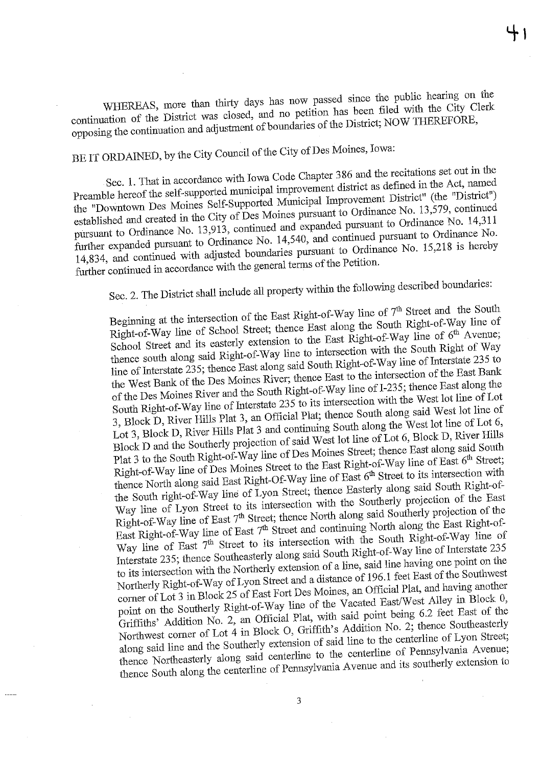WHEREAS, more than thirty days has now passed since the public hearing on the continuation of the District was closed, and no petition has been filed with the City Clerk opposing the continuation and adjustment of boundaries of the District; NOW THEREFORE,

BE IT ORDAINED, by the City Council of the City of Des Moines, Iowa:

Sec. 1. That in accordance with Iowa Code Chapter 386 and the recitations set out in the Preamble hereof the self-supported municipal improvement district as defined in the Act, named the "Downtown Des Moines Self-Supported Municipal Improvement District" (the "District") established and created in the City of Des Moines pursuant to Ordinance No. 13,579, continued pursuant to Ordinance No. 13,913, continued and expanded pursuant to Ordinance No. 14,311 further expanded pursuant to Ordinance No. 14,540, and continued pursuant to Ordinance No. 14,834, and continued with adjusted boundaries pursuant to Ordinance No. 15,218 is hereby further continued in accordance with the general terms of the Petition.

Sec. 2. The District shall include all property within the following described boundaries:

Beginning at the intersection of the East Right-of-Way line of 7th Street and the South Right-of-Way line of School Street; thence East along the South Right-of-Way line of School Street and its easterly extension to the East Right-of-Way line of 6th Avenue; thence south along said Right-of-Way line to intersection with the South Right of Way line of Interstate 235; thence East along said South Right-of-Way line of Interstate 235 to the West Bank of the Des Moines River; thence East to the intersection of the East Bank of the Des Moines River and the South Right-of-Way line of I-235; thence East along the South Right-of-Way line of Interstate 235 to its intersection with the West lot line of Lot 3, Block D, River Hills Plat 3, an Official Plat; thence South along said West lot line of Lot 3, Block D, River Hills Plat 3 and continuing South along the West lot line of Lot 6, Block D and the Southerly projection of said West lot line of Lot 6, Block D, River Hills Plat 3 to the South Right-of-Way line of Des Moines Street; thence East along said South Right-of-Way line of Des Moines Street to the East Right-of-Way line of East 6th Street; thence North along said East Right-Of-Way line of East 6th Street to its intersection with the South right-of-Way line of Lyon Street; thence Easterly along said South Right-of-Way line of Lyon Street to its intersection with the Southerly projection of the East Right-of-Way line of East 7th Street; thence North along said Southerly projection of the East Right-of-Way line of East 7th Street and continuing North along the East Right-of-Way line of East 7th Street to its intersection with the South Right-of-Way line of Interstate 235; thence Southeasterly along said South Right-of-Way line of Interstate 235 to its intersection with the Northerly extension of a line, said line having one point on the Northerly Right-of-Way of Lyon Street and a distance of 196.1 feet East of the Southwest corner of Lot 3 in Block 25 of East Fort Des Moines, an Official Plat, and having another point on the Southerly Right-of-Way line of the Vacated East/West Alley in Block 0, Griffiths' Addition No. 2, an Official Plat, with said point being 6.2 feet East of the Northwest corner of Lot 4 in Block O, Griffith's Addition No. 2; thence Southeasterly along said line and the Southerly extension of said line to the centerline of Lyon Street; thence Northeasterly along said centerline to the centerline of Pennsylvania Avenue; thence South along the centerline of Pennsylvania Avenue and its southerly extension to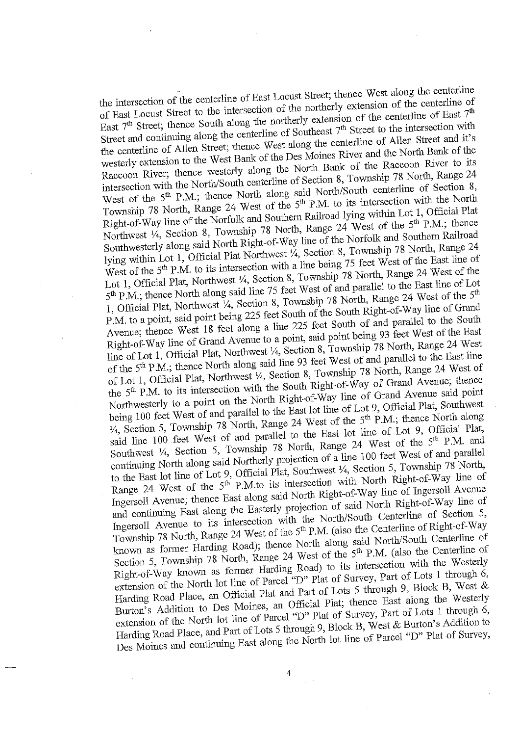the intersection of the centerline of East Locust Street; thence West along the centerline of East Locust Street to the intersection of the northerly extension of the centerline of East 7th Street; thence South along the northerly extension of the centerline of East 7th Street and continuing along the centerline of Southeast 7th Street to the intersection with the centerline of Allen Street; thence West along the centerline of Allen Street and it's westerly extension to the West Bank of the Des Moines River and the North Bank of the Raccoon River; thence westerly along the North Bank of the Raccoon River to its intersection with the North/South centerline of Section 8, Township 78 North, Range 24 West of the 5th P.M.; thence North along said North/South centerline of Section 8, Township 78 North, Range 24 West of the 5th P.M. to its intersection with the North Right-of-Way line of the Norfolk and Southern Railroad lying within Lot 1, Official Plat Northwest ¼, Section 8, Township 78 North, Range 24 West of the 5th P.M.; thence Southwesterly along said North Right-of-Way line of the Norfolk and Southern Railroad lying within Lot 1, Official Plat Northwest ¼, Section 8, Township 78 North, Range 24 West of the 5th P.M. to its intersection with a line being 75 feet West of the East line of Lot 1, Official Plat, Northwest ¼, Section 8, Township 78 North, Range 24 West of the 5th P.M.; thence North along said line 75 feet West of and parallel to the East line of Lot 1, Official Plat, Northwest ¼, Section 8, Township 78 North, Range 24 West of the 5th P.M. to a point, said point being 225 feet South of the South Right-of-Way line of Grand Avenue; thence West 18 feet along a line 225 feet South of and parallel to the South Right-of-Way line of Grand Avenue to a point, said point being 93 feet West of the East line of Lot 1, Official Plat, Northwest ¼, Section 8, Township 78 North, Range 24 West of the 5th P.M.; thence North along said line 93 feet West of and parallel to the East line of Lot 1, Official Plat, Northwest ¼, Section 8, Township 78 North, Range 24 West of the 5th P.M. to its intersection with the South Right-of-Way of Grand Avenue; thence Northwesterly to a point on the North Right-of-Way line of Grand Avenue said point being 100 feet West of and parallel to the East lot line of Lot 9, Official Plat, Southwest ¼, Section 5, Township 78 North, Range 24 West of the 5th P.M.; thence North along said line 100 feet West of and parallel to the East lot line of Lot 9, Official Plat, Southwest ¼, Section 5, Township 78 North, Range 24 West of the 5th P.M. and continuing North along said Northerly projection of a line 100 feet West of and parallel to the East lot line of Lot 9, Official Plat, Southwest ¼, Section 5, Township 78 North, Range 24 West of the 5th P.M.to its intersection with North Right-of-Way line of Ingersoll Avenue; thence East along said North Right-of-Way line of Ingersoll Avenue and continuing East along the Easterly projection of said North Right-of-Way line of Ingersoll Avenue to its intersection with the North/South Centerline of Section 5, Township 78 North, Range 24 West of the 5th P.M. (also the Centerline of Right-of-Way known as former Harding Road); thence North along said North/South Centerline of Section 5, Township 78 North, Range 24 West of the 5th P.M. (also the Centerline of Right-of-Way known as former Harding Road) to its intersection with the Westerly extension of the North lot line of Parcel "D" Plat of Survey, Part of Lots 1 through 6, Harding Road Place, an Official Plat and Part of Lots 5 through 9, Block B, West & Burton's Addition to Des Moines, an Official Plat; thence East along the Westerly extension of the North lot line of Parcel "D" Plat of Survey, Part of Lots 1 through 6, Harding Road Place, and Part of Lots 5 through 9, Block B, West & Burton's Addition to Des Moines and continuing East along the North lot line of Parcel "D" Plat of Survey,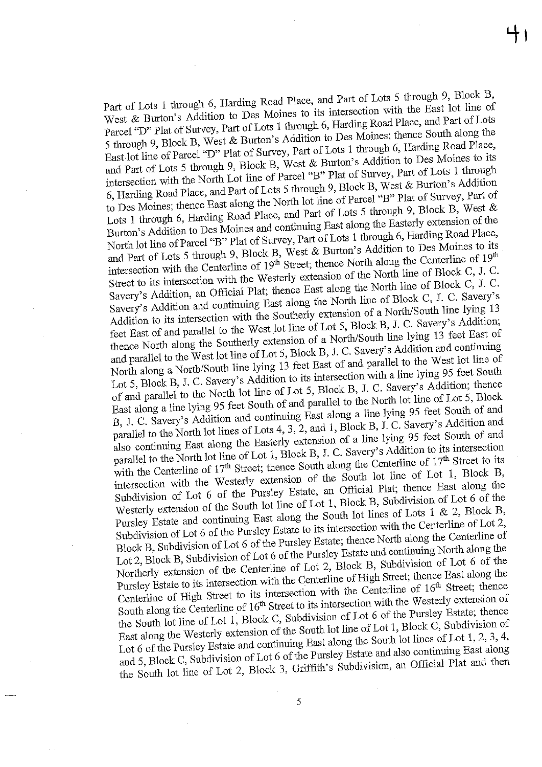Part of Lots 1 through 6, Harding Road Place, and Part of Lots 5 through 9, Block B, West & Burton's Addition to Des Moines to its intersection with the East lot line of Parcel "D" Plat of Survey, Part of Lots 1 through 6, Harding Road Place, and Part of Lots 5 through 9, Block B, West & Burton's Addition to Des Moines; thence South along the East lot line of Parcel "D" Plat of Survey, Part of Lots 1 through 6, Harding Road Place, and Part of Lots 5 through 9, Block B, West & Burton's Addition to Des Moines to its intersection with the North Lot line of Parcel "B" Plat of Survey, Part of Lots 1 through 6, Harding Road Place, and Part of Lots 5 through 9, Block B, West & Burton's Addition to Des Moines; thence East along the North lot line of Parcel "B" Plat of Survey, Part of Lots 1 through 6, Harding Road Place, and Part of Lots 5 through 9, Block B, West & Burton's Addition to Des Moines and continuing East along the Easterly extension of the North lot line of Parcel "B" Plat of Survey, Part of Lots 1 through 6, Harding Road Place, and Part of Lots 5 through 9, Block B, West & Burton's Addition to Des Moines to its intersection with the Centerline of 19th Street; thence North along the Centerline of 19th Street to its intersection with the Westerly extension of the North line of Block C, J. C. Savery's Addition, an Official Plat; thence East along the North line of Block C, J. C. Savery's Addition and continuing East along the North line of Block C, J. C. Savery's Addition to its intersection with the Southerly extension of a North/South line lying 13 feet East of and parallel to the West lot line of Lot 5, Block B, J. C. Savery's Addition; thence North along the Southerly extension of a North/South line lying 13 feet East of and parallel to the West lot line of Lot 5, Block B, J. C. Savery's Addition and continuing North along a North/South line lying 13 feet East of and parallel to the West lot line of Lot 5, Block B, J. C. Savery's Addition to its intersection with a line lying 95 feet South of and parallel to the North lot line of Lot 5, Block B, J. C. Savery's Addition; thence East along a line lying 95 feet South of and parallel to the North lot line of Lot 5, Block B, J. C. Savery's Addition and continuing East along a line lying 95 feet South of and parallel to the North lot lines of Lots 4, 3, 2, and 1, Block B, J. C. Savery's Addition and also continuing East along the Easterly extension of a line lying 95 feet South of and parallel to the North lot line of Lot 1, Block B, J. C. Savery's Addition to its intersection with the Centerline of 17th Street; thence South along the Centerline of 17th Street to its intersection with the Westerly extension of the South lot line of Lot 1, Block B, Subdivision of Lot 6 of the Pursley Estate, an Official Plat; thence East along the Westerly extension of the South lot line of Lot 1, Block B, Subdivision of Lot 6 of the Pursley Estate and continuing East along the South lot lines of Lots 1 & 2, Block B, Subdivision of Lot 6 of the Pursley Estate to its intersection with the Centerline of Lot 2, Block B, Subdivision of Lot 6 of the Pursley Estate; thence North along the Centerline of Lot 2, Block B, Subdivision of Lot 6 of the Pursley Estate and continuing North along the Northerly extension of the Centerline of Lot 2, Block B, Subdivision of Lot 6 of the Pursley Estate to its intersection with the Centerline of High Street; thence East along the Centerline of High Street to its intersection with the Centerline of 16th Street; thence South along the Centerline of 16th Street to its intersection with the Westerly extension of the South lot line of Lot 1, Block C, Subdivision of Lot 6 of the Pursley Estate; thence East along the Westerly extension of the South lot line of Lot 1, Block C, Subdivision of Lot 6 of the Pursley Estate and continuing East along the South lot lines of Lot 1, 2, 3, 4, and 5, Block C, Subdivision of Lot 6 of the Pursley Estate and also continuing East along the South lot line of Lot 2, Block 3, Griffith's Subdivision, an Official Plat and then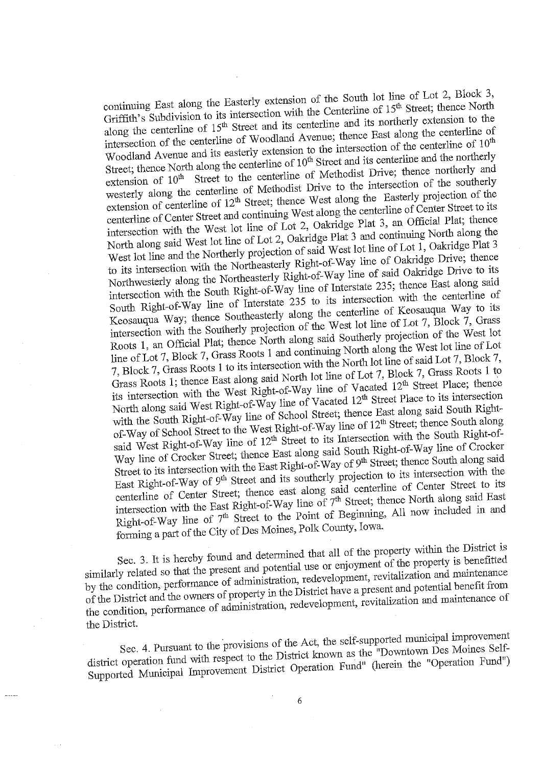continuing East along the Easterly extension of the South lot line of Lot 2, Block 3, Griffith's Subdivision to its intersection with the Centerline of 15th Street; thence North along the centerline of 15th Street and its centerline and its northerly extension to the intersection of the centerline of Woodland Avenue; thence East along the centerline of Woodland Avenue and its easterly extension to the intersection of the centerline of 10th Street; thence North along the centerline of 10th Street and its centerline and the northerly extension of 10th Street to the centerline of Methodist Drive; thence northerly and westerly along the centerline of Methodist Drive to the intersection of the southerly extension of centerline of 12th Street; thence West along the Easterly projection of the centerline of Center Street and continuing West along the centerline of Center Street to its intersection with the West lot line of Lot 2, Oakridge Plat 3, an Official Plat; thence North along said West lot line of Lot 2, Oakridge Plat 3 and continuing North along the West lot line and the Northerly projection of said West lot line of Lot 1, Oakridge Plat 3 to its intersection with the Northeasterly Right-of-Way line of Oakridge Drive; thence Northwesterly along the Northeasterly Right-of-Way line of said Oakridge Drive to its intersection with the South Right-of-Way line of Interstate 235; thence East along said South Right-of-Way line of Interstate 235 to its intersection with the centerline of Keosauqua Way; thence Southeasterly along the centerline of Keosauqua Way to its intersection with the Southerly projection of the West lot line of Lot 7, Block 7, Grass Roots 1, an Official Plat; thence North along said Southerly projection of the West lot line of Lot 7, Block 7, Grass Roots 1 and continuing North along the West lot line of Lot 7, Block 7, Grass Roots 1 to its intersection with the North lot line of said Lot 7, Block 7, Grass Roots 1; thence East along said North lot line of Lot 7, Block 7, Grass Roots 1 to its intersection with the West Right-of-Way line of Vacated 12th Street Place; thence North along said West Right-of-Way line of Vacated 12th Street Place to its intersection with the South Right-of-Way line of School Street; thence East along said South Right-of-Way of School Street to the West Right-of-Way line of 12th Street; thence South along said West Right-of-Way line of 12th Street to its Intersection with the South Right-of-Way line of Crocker Street; thence East along said South Right-of-Way line of Crocker Street to its intersection with the East Right-of-Way of 9th Street; thence South along said East Right-of-Way of 9th Street and its southerly projection to its intersection with the centerline of Center Street; thence east along said centerline of Center Street to its intersection with the East Right-of-Way line of 7th Street; thence North along said East Right-of-Way line of 7th Street to the Point of Beginning, All now included in and forming a part of the City of Des Moines, Polk County, Iowa.

Sec. 3. It is hereby found and determined that all of the property within the District is similarly related so that the present and potential use or enjoyment of the property is benefitted by the condition, performance of administration, redevelopment, revitalization and maintenance of the District and the owners of property in the District have a present and potential benefit from the condition, performance of administration, redevelopment, revitalization and maintenance of the District.

Sec. 4. Pursuant to the provisions of the Act, the self-supported municipal improvement district operation fund with respect to the District known as the "Downtown Des Moines Self-Supported Municipal Improvement District Operation Fund" (herein the "Operation Fund")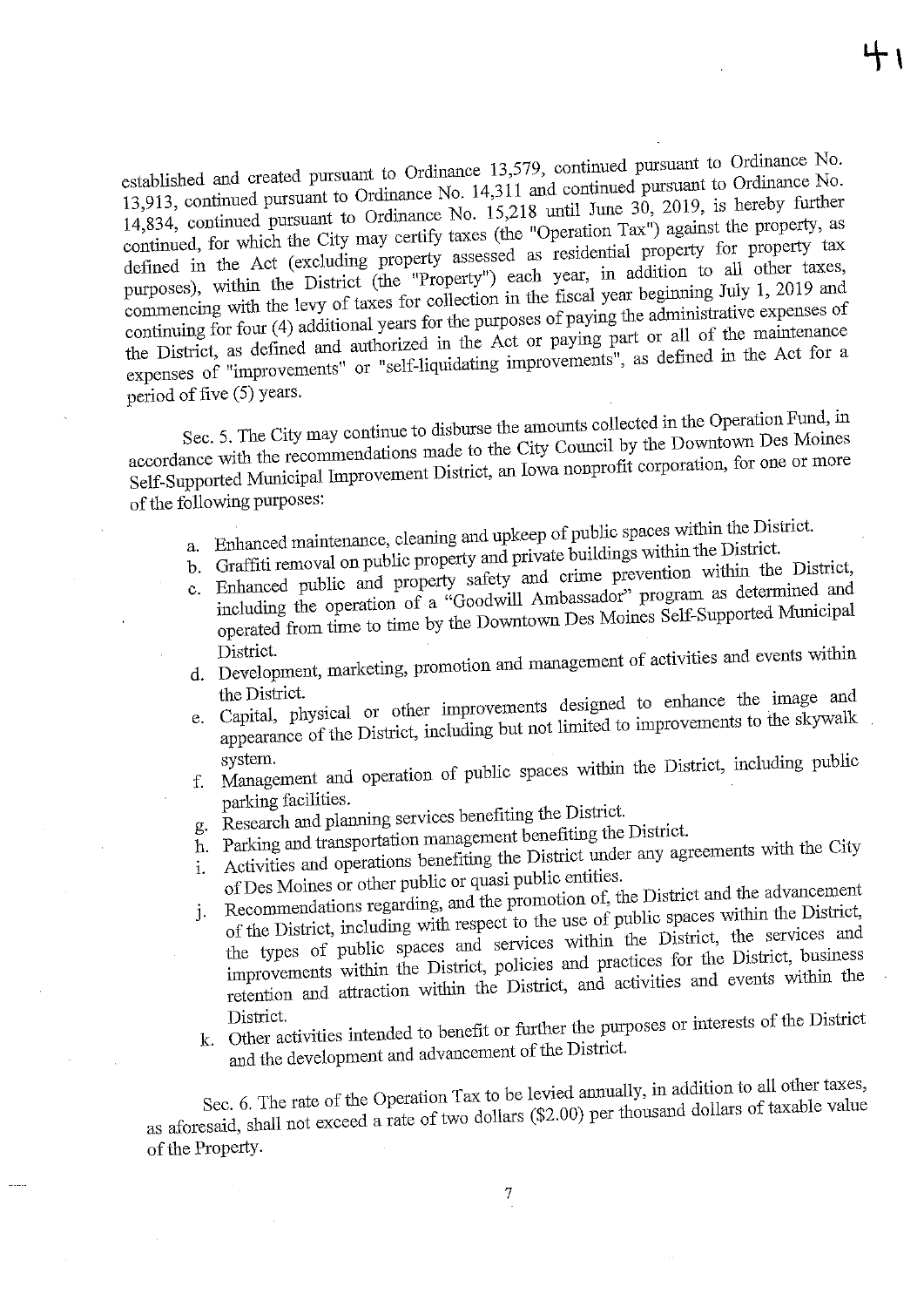established and created pursuant to Ordinance 13,579, continued pursuant to Ordinance No. 13,913, continued pursuant to Ordinance No. 14,311 and continued pursuant to Ordinance No. 14,834, continued pursuant to Ordinance No. 15,218 until June 30, 2019, is hereby further continued, for which the City may certify taxes (the "Operation Tax") against the property, as defined in the Act (excluding property assessed as residential property for property tax purposes), within the District (the "Property") each year, in addition to all other taxes, commencing with the levy of taxes for collection in the fiscal year beginning July 1, 2019 and continuing for four (4) additional years for the purposes of paying the administrative expenses of the District, as defined and authorized in the Act or paying part or all of the maintenance expenses of "improvements" or "self-liquidating improvements", as defined in the Act for a period of five (5) years.

Sec. 5. The City may continue to disburse the amounts collected in the Operation Fund, in accordance with the recommendations made to the City Council by the Downtown Des Moines Self-Supported Municipal Improvement District, an Iowa nonprofit corporation, for one or more of the following purposes:

a. Enhanced maintenance, cleaning and upkeep of public spaces within the District.
b. Graffiti removal on public property and private buildings within the District.
c. Enhanced public and property safety and crime prevention within the District, including the operation of a "Goodwill Ambassador" program as determined and operated from time to time by the Downtown Des Moines Self-Supported Municipal District.
d. Development, marketing, promotion and management of activities and events within the District.
e. Capital, physical or other improvements designed to enhance the image and appearance of the District, including but not limited to improvements to the skywalk system.
f. Management and operation of public spaces within the District, including public parking facilities.
g. Research and planning services benefiting the District.
h. Parking and transportation management benefiting the District.
i. Activities and operations benefiting the District under any agreements with the City of Des Moines or other public or quasi public entities.
j. Recommendations regarding, and the promotion of, the District and the advancement of the District, including with respect to the use of public spaces within the District, the types of public spaces and services within the District, the services and improvements within the District, policies and practices for the District, business retention and attraction within the District, and activities and events within the District.
k. Other activities intended to benefit or further the purposes or interests of the District and the development and advancement of the District.

Sec. 6. The rate of the Operation Tax to be levied annually, in addition to all other taxes, as aforesaid, shall not exceed a rate of two dollars ($2.00) per thousand dollars of taxable value of the Property.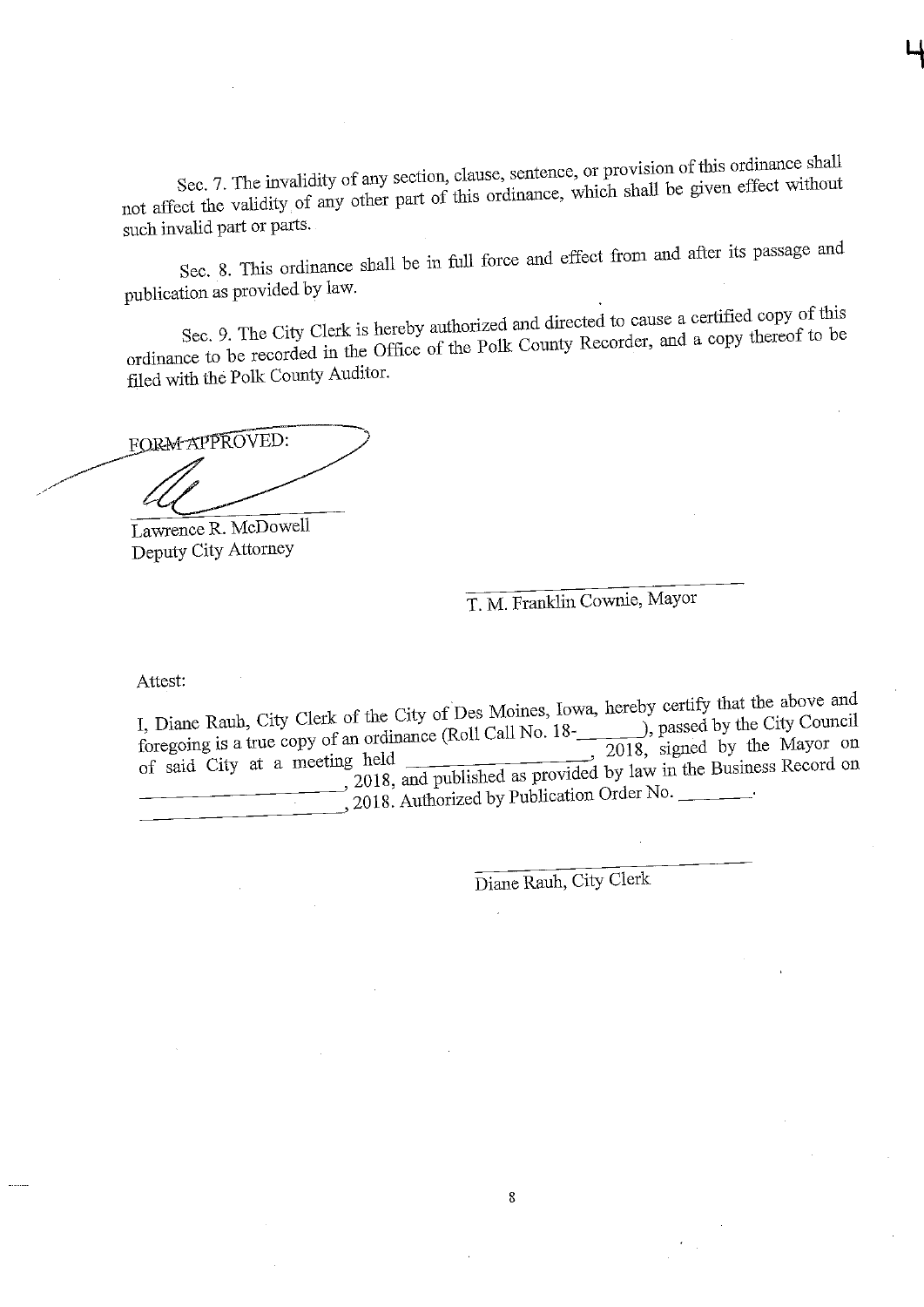Sec. 7. The invalidity of any section, clause, sentence, or provision of this ordinance shall not affect the validity of any other part of this ordinance, which shall be given effect without such invalid part or parts.

Sec. 8. This ordinance shall be in full force and effect from and after its passage and publication as provided by law.

Sec. 9. The City Clerk is hereby authorized and directed to cause a certified copy of this ordinance to be recorded in the Office of the Polk County Recorder, and a copy thereof to be filed with the Polk County Auditor.

FORM APPROVED:

Lawrence R. McDowell
Deputy City Attorney

\_\_\_\_\_\_\_\_\_\_\_\_\_\_\_\_\_\_\_\_\_\_\_\_\_\_\_\_\_\_
T. M. Franklin Cownie, Mayor

Attest:

I, Diane Rauh, City Clerk of the City of Des Moines, Iowa, hereby certify that the above and foregoing is a true copy of an ordinance (Roll Call No. 18-\_\_\_\_\_\_), passed by the City Council of said City at a meeting held \_\_\_\_\_\_\_\_\_\_\_\_\_\_\_\_, 2018, signed by the Mayor on \_\_\_\_\_\_\_\_\_\_\_\_\_\_\_\_, 2018, and published as provided by law in the Business Record on \_\_\_\_\_\_\_\_\_\_\_\_\_\_\_\_, 2018. Authorized by Publication Order No. \_\_\_\_\_\_\_.

\_\_\_\_\_\_\_\_\_\_\_\_\_\_\_\_\_\_\_\_\_\_\_\_\_\_\_\_\_\_
Diane Rauh, City Clerk